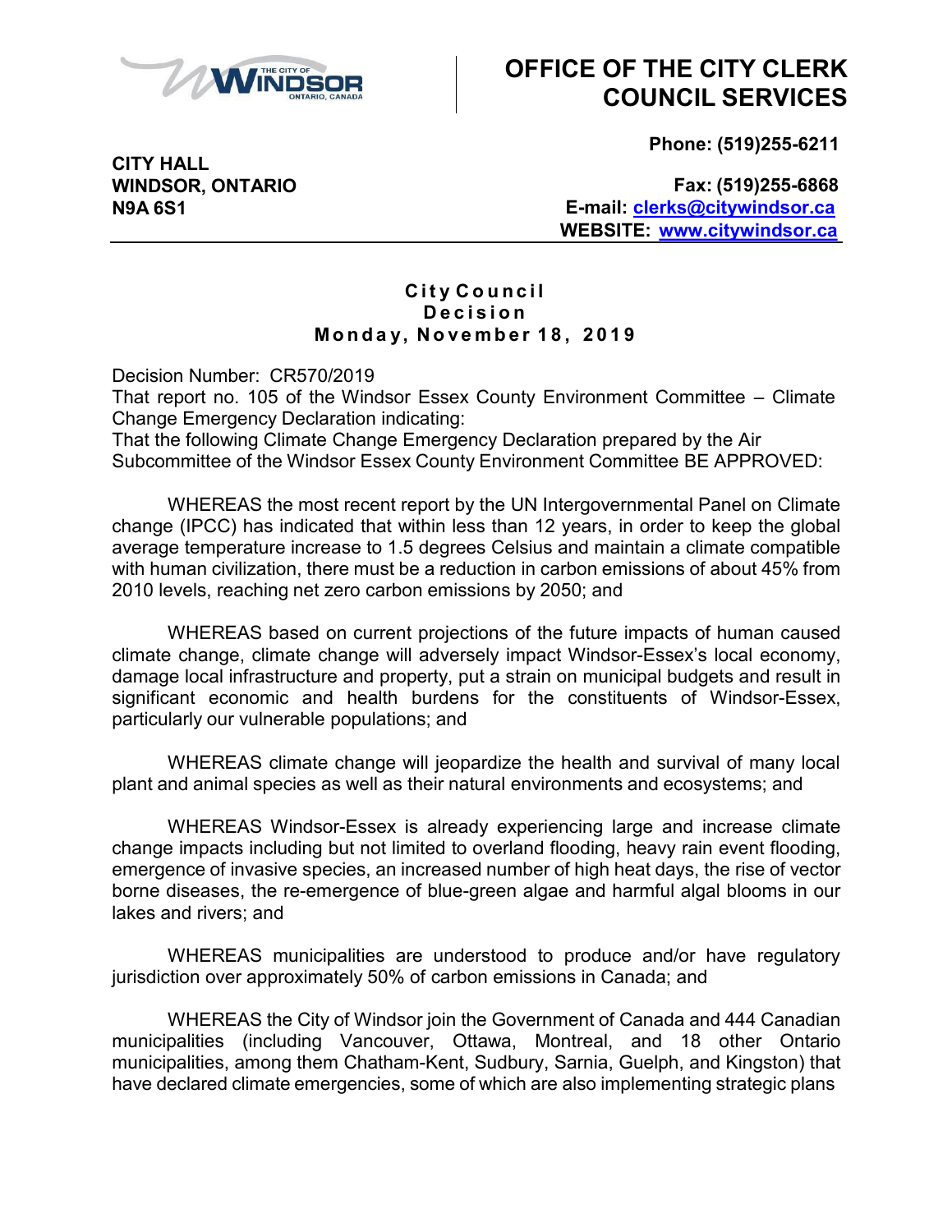# OFFICE OF THE CITY CLERK COUNCIL SERVICES

**CITY HALL**
**WINDSOR, ONTARIO**
**N9A 6S1**

**Phone: (519)255-6211**
**Fax: (519)255-6868**
**E-mail: clerks@citywindsor.ca**
**WEBSITE: www.citywindsor.ca**

## City Council Decision
## Monday, November 18, 2019

Decision Number: CR570/2019
That report no. 105 of the Windsor Essex County Environment Committee – Climate Change Emergency Declaration indicating:
That the following Climate Change Emergency Declaration prepared by the Air Subcommittee of the Windsor Essex County Environment Committee BE APPROVED:

WHEREAS the most recent report by the UN Intergovernmental Panel on Climate change (IPCC) has indicated that within less than 12 years, in order to keep the global average temperature increase to 1.5 degrees Celsius and maintain a climate compatible with human civilization, there must be a reduction in carbon emissions of about 45% from 2010 levels, reaching net zero carbon emissions by 2050; and

WHEREAS based on current projections of the future impacts of human caused climate change, climate change will adversely impact Windsor-Essex's local economy, damage local infrastructure and property, put a strain on municipal budgets and result in significant economic and health burdens for the constituents of Windsor-Essex, particularly our vulnerable populations; and

WHEREAS climate change will jeopardize the health and survival of many local plant and animal species as well as their natural environments and ecosystems; and

WHEREAS Windsor-Essex is already experiencing large and increase climate change impacts including but not limited to overland flooding, heavy rain event flooding, emergence of invasive species, an increased number of high heat days, the rise of vector borne diseases, the re-emergence of blue-green algae and harmful algal blooms in our lakes and rivers; and

WHEREAS municipalities are understood to produce and/or have regulatory jurisdiction over approximately 50% of carbon emissions in Canada; and

WHEREAS the City of Windsor join the Government of Canada and 444 Canadian municipalities (including Vancouver, Ottawa, Montreal, and 18 other Ontario municipalities, among them Chatham-Kent, Sudbury, Sarnia, Guelph, and Kingston) that have declared climate emergencies, some of which are also implementing strategic plans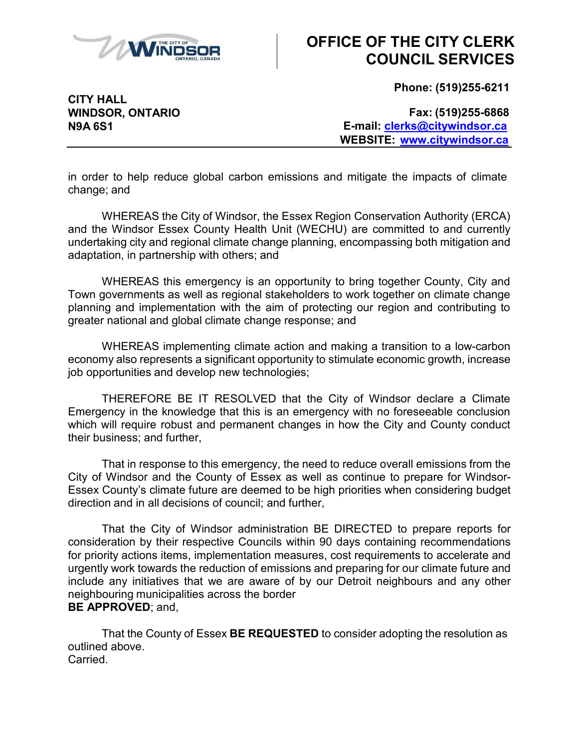in order to help reduce global carbon emissions and mitigate the impacts of climate change; and

WHEREAS the City of Windsor, the Essex Region Conservation Authority (ERCA) and the Windsor Essex County Health Unit (WECHU) are committed to and currently undertaking city and regional climate change planning, encompassing both mitigation and adaptation, in partnership with others; and

WHEREAS this emergency is an opportunity to bring together County, City and Town governments as well as regional stakeholders to work together on climate change planning and implementation with the aim of protecting our region and contributing to greater national and global climate change response; and

WHEREAS implementing climate action and making a transition to a low-carbon economy also represents a significant opportunity to stimulate economic growth, increase job opportunities and develop new technologies;

THEREFORE BE IT RESOLVED that the City of Windsor declare a Climate Emergency in the knowledge that this is an emergency with no foreseeable conclusion which will require robust and permanent changes in how the City and County conduct their business; and further,

That in response to this emergency, the need to reduce overall emissions from the City of Windsor and the County of Essex as well as continue to prepare for Windsor-Essex County's climate future are deemed to be high priorities when considering budget direction and in all decisions of council; and further,

That the City of Windsor administration BE DIRECTED to prepare reports for consideration by their respective Councils within 90 days containing recommendations for priority actions items, implementation measures, cost requirements to accelerate and urgently work towards the reduction of emissions and preparing for our climate future and include any initiatives that we are aware of by our Detroit neighbours and any other neighbouring municipalities across the border
**BE APPROVED**; and,

That the County of Essex **BE REQUESTED** to consider adopting the resolution as outlined above.
Carried.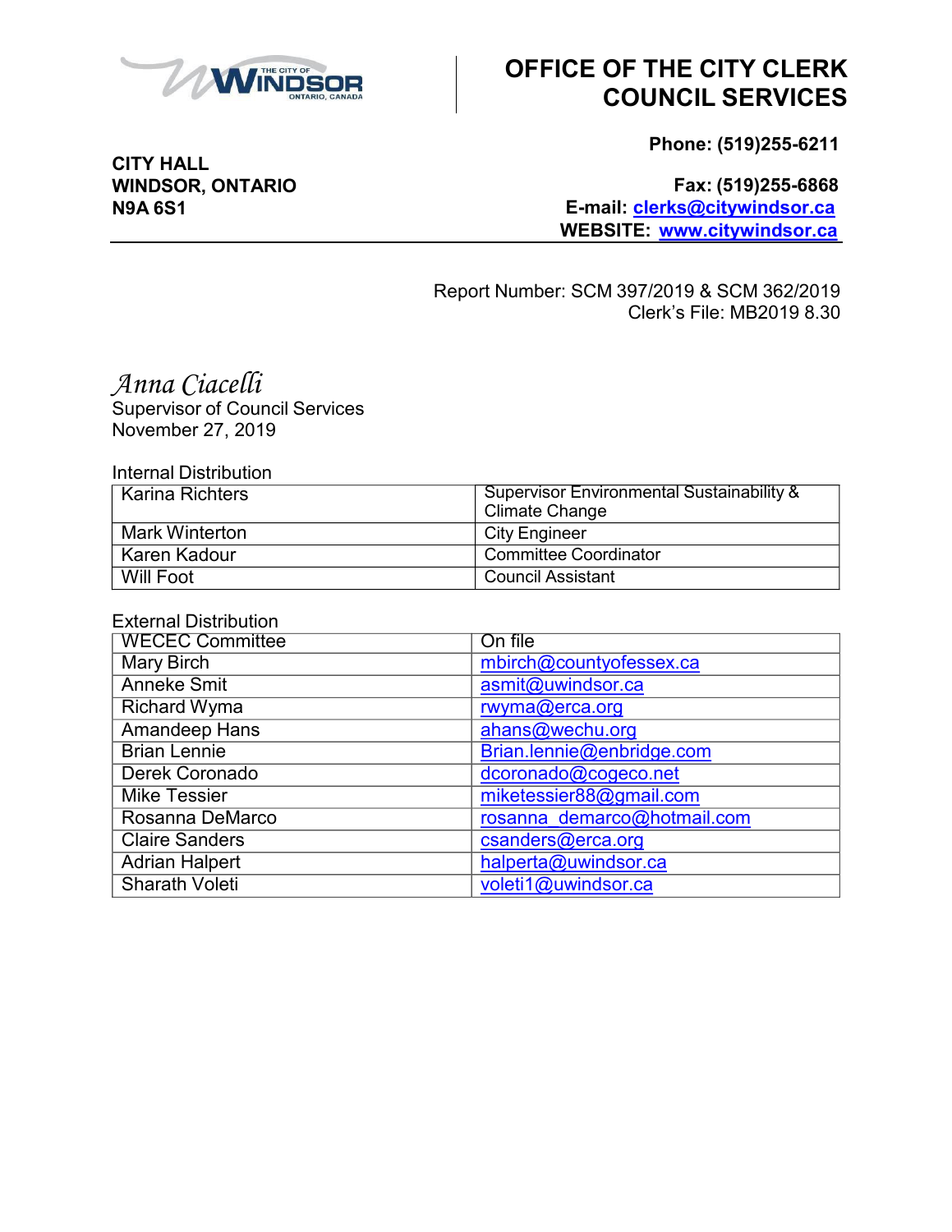# OFFICE OF THE CITY CLERK
# COUNCIL SERVICES

**CITY HALL**
**WINDSOR, ONTARIO**
**N9A 6S1**

**Phone: (519)255-6211**

**Fax: (519)255-6868**
**E-mail: clerks@citywindsor.ca**
**WEBSITE: www.citywindsor.ca**

Report Number: SCM 397/2019 & SCM 362/2019
Clerk's File: MB2019 8.30

*Anna Ciacelli*
Supervisor of Council Services
November 27, 2019

Internal Distribution

| | |
|---|---|
| Karina Richters | Supervisor Environmental Sustainability & Climate Change |
| Mark Winterton | City Engineer |
| Karen Kadour | Committee Coordinator |
| Will Foot | Council Assistant |

External Distribution

| | |
|---|---|
| WECEC Committee | On file |
| Mary Birch | mbirch@countyofessex.ca |
| Anneke Smit | asmit@uwindsor.ca |
| Richard Wyma | rwyma@erca.org |
| Amandeep Hans | ahans@wechu.org |
| Brian Lennie | Brian.lennie@enbridge.com |
| Derek Coronado | dcoronado@cogeco.net |
| Mike Tessier | miketessier88@gmail.com |
| Rosanna DeMarco | rosanna_demarco@hotmail.com |
| Claire Sanders | csanders@erca.org |
| Adrian Halpert | halperta@uwindsor.ca |
| Sharath Voleti | voleti1@uwindsor.ca |